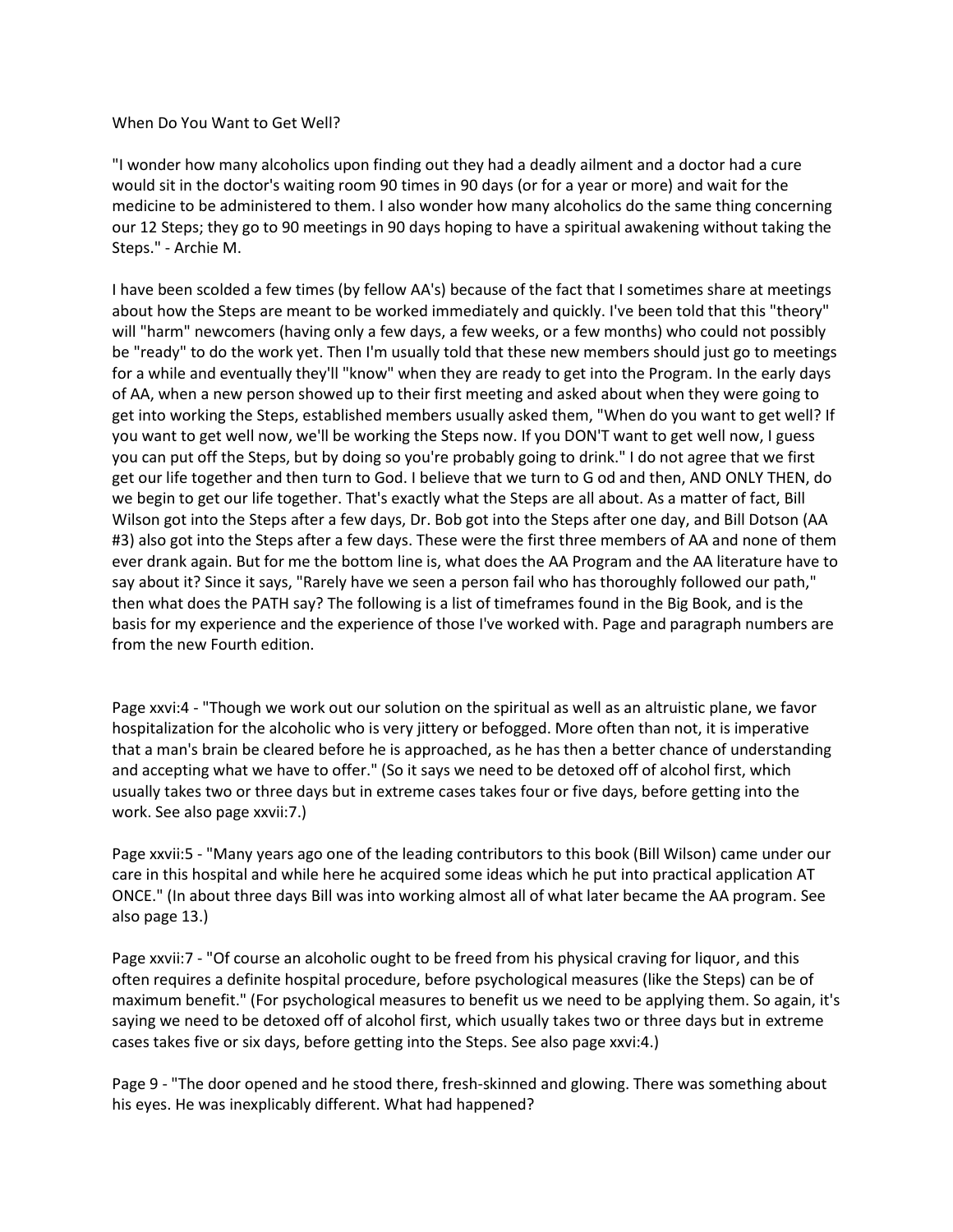# When Do You Want to Get Well?

"I wonder how many alcoholics upon finding out they had a deadly ailment and a doctor had a cure would sit in the doctor's waiting room 90 times in 90 days (or for a year or more) and wait for the medicine to be administered to them. I also wonder how many alcoholics do the same thing concerning our 12 Steps; they go to 90 meetings in 90 days hoping to have a spiritual awakening without taking the Steps." - Archie M.

I have been scolded a few times (by fellow AA's) because of the fact that I sometimes share at meetings about how the Steps are meant to be worked immediately and quickly. I've been told that this "theory" will "harm" newcomers (having only a few days, a few weeks, or a few months) who could not possibly be "ready" to do the work yet. Then I'm usually told that these new members should just go to meetings for a while and eventually they'll "know" when they are ready to get into the Program. In the early days of AA, when a new person showed up to their first meeting and asked about when they were going to get into working the Steps, established members usually asked them, "When do you want to get well? If you want to get well now, we'll be working the Steps now. If you DON'T want to get well now, I guess you can put off the Steps, but by doing so you're probably going to drink." I do not agree that we first get our life together and then turn to God. I believe that we turn to G od and then, AND ONLY THEN, do we begin to get our life together. That's exactly what the Steps are all about. As a matter of fact, Bill Wilson got into the Steps after a few days, Dr. Bob got into the Steps after one day, and Bill Dotson (AA #3) also got into the Steps after a few days. These were the first three members of AA and none of them ever drank again. But for me the bottom line is, what does the AA Program and the AA literature have to say about it? Since it says, "Rarely have we seen a person fail who has thoroughly followed our path," then what does the PATH say? The following is a list of timeframes found in the Big Book, and is the basis for my experience and the experience of those I've worked with. Page and paragraph numbers are from the new Fourth edition.

Page xxvi:4 - "Though we work out our solution on the spiritual as well as an altruistic plane, we favor hospitalization for the alcoholic who is very jittery or befogged. More often than not, it is imperative that a man's brain be cleared before he is approached, as he has then a better chance of understanding and accepting what we have to offer." (So it says we need to be detoxed off of alcohol first, which usually takes two or three days but in extreme cases takes four or five days, before getting into the work. See also page xxvii:7.)

Page xxvii:5 - "Many years ago one of the leading contributors to this book (Bill Wilson) came under our care in this hospital and while here he acquired some ideas which he put into practical application AT ONCE." (In about three days Bill was into working almost all of what later became the AA program. See also page 13.)

Page xxvii:7 - "Of course an alcoholic ought to be freed from his physical craving for liquor, and this often requires a definite hospital procedure, before psychological measures (like the Steps) can be of maximum benefit." (For psychological measures to benefit us we need to be applying them. So again, it's saying we need to be detoxed off of alcohol first, which usually takes two or three days but in extreme cases takes five or six days, before getting into the Steps. See also page xxvi:4.)

Page 9 - "The door opened and he stood there, fresh-skinned and glowing. There was something about his eyes. He was inexplicably different. What had happened?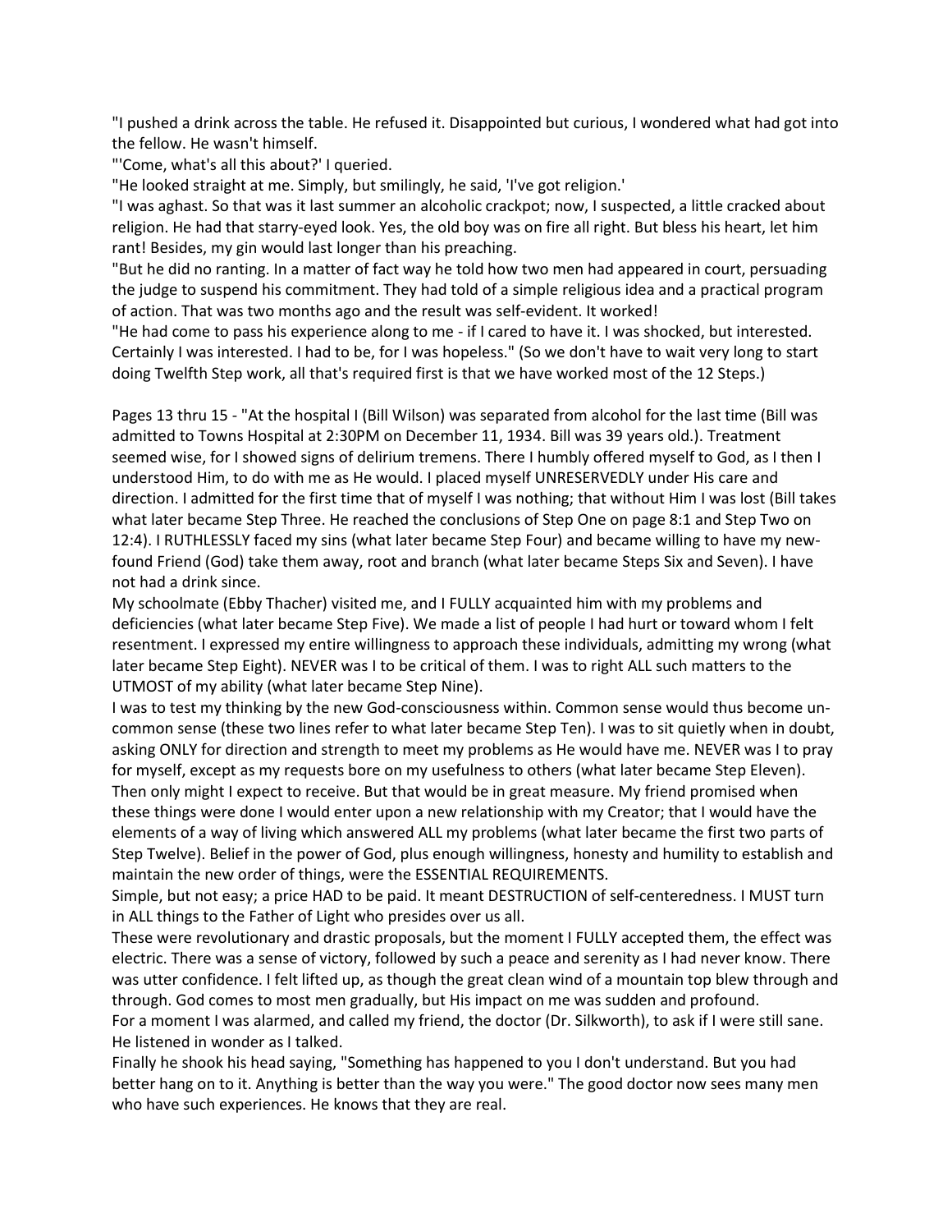"I pushed a drink across the table. He refused it. Disappointed but curious, I wondered what had got into the fellow. He wasn't himself.

"'Come, what's all this about?' I queried.

"He looked straight at me. Simply, but smilingly, he said, 'I've got religion.'

"I was aghast. So that was it last summer an alcoholic crackpot; now, I suspected, a little cracked about religion. He had that starry-eyed look. Yes, the old boy was on fire all right. But bless his heart, let him rant! Besides, my gin would last longer than his preaching.

"But he did no ranting. In a matter of fact way he told how two men had appeared in court, persuading the judge to suspend his commitment. They had told of a simple religious idea and a practical program of action. That was two months ago and the result was self-evident. It worked!

"He had come to pass his experience along to me - if I cared to have it. I was shocked, but interested. Certainly I was interested. I had to be, for I was hopeless." (So we don't have to wait very long to start doing Twelfth Step work, all that's required first is that we have worked most of the 12 Steps.)

Pages 13 thru 15 - "At the hospital I (Bill Wilson) was separated from alcohol for the last time (Bill was admitted to Towns Hospital at 2:30PM on December 11, 1934. Bill was 39 years old.). Treatment seemed wise, for I showed signs of delirium tremens. There I humbly offered myself to God, as I then I understood Him, to do with me as He would. I placed myself UNRESERVEDLY under His care and direction. I admitted for the first time that of myself I was nothing; that without Him I was lost (Bill takes what later became Step Three. He reached the conclusions of Step One on page 8:1 and Step Two on 12:4). I RUTHLESSLY faced my sins (what later became Step Four) and became willing to have my new-found Friend (God) take them away, root and branch (what later became Steps Six and Seven). I have not had a drink since.

My schoolmate (Ebby Thacher) visited me, and I FULLY acquainted him with my problems and deficiencies (what later became Step Five). We made a list of people I had hurt or toward whom I felt resentment. I expressed my entire willingness to approach these individuals, admitting my wrong (what later became Step Eight). NEVER was I to be critical of them. I was to right ALL such matters to the UTMOST of my ability (what later became Step Nine).

I was to test my thinking by the new God-consciousness within. Common sense would thus become un-common sense (these two lines refer to what later became Step Ten). I was to sit quietly when in doubt, asking ONLY for direction and strength to meet my problems as He would have me. NEVER was I to pray for myself, except as my requests bore on my usefulness to others (what later became Step Eleven). Then only might I expect to receive. But that would be in great measure. My friend promised when these things were done I would enter upon a new relationship with my Creator; that I would have the elements of a way of living which answered ALL my problems (what later became the first two parts of Step Twelve). Belief in the power of God, plus enough willingness, honesty and humility to establish and maintain the new order of things, were the ESSENTIAL REQUIREMENTS.

Simple, but not easy; a price HAD to be paid. It meant DESTRUCTION of self-centeredness. I MUST turn in ALL things to the Father of Light who presides over us all.

These were revolutionary and drastic proposals, but the moment I FULLY accepted them, the effect was electric. There was a sense of victory, followed by such a peace and serenity as I had never know. There was utter confidence. I felt lifted up, as though the great clean wind of a mountain top blew through and through. God comes to most men gradually, but His impact on me was sudden and profound.

For a moment I was alarmed, and called my friend, the doctor (Dr. Silkworth), to ask if I were still sane. He listened in wonder as I talked.

Finally he shook his head saying, "Something has happened to you I don't understand. But you had better hang on to it. Anything is better than the way you were." The good doctor now sees many men who have such experiences. He knows that they are real.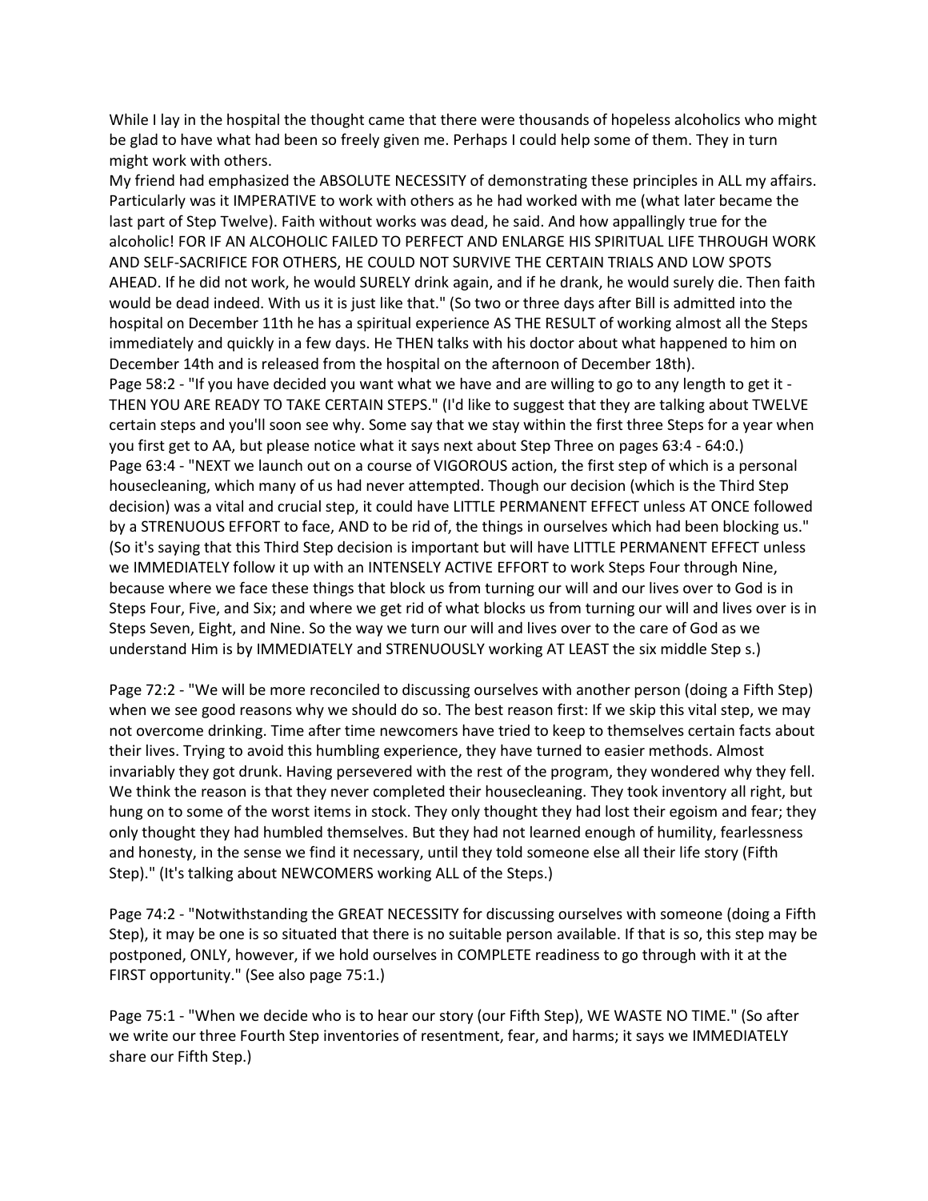While I lay in the hospital the thought came that there were thousands of hopeless alcoholics who might be glad to have what had been so freely given me. Perhaps I could help some of them. They in turn might work with others.
My friend had emphasized the ABSOLUTE NECESSITY of demonstrating these principles in ALL my affairs. Particularly was it IMPERATIVE to work with others as he had worked with me (what later became the last part of Step Twelve). Faith without works was dead, he said. And how appallingly true for the alcoholic! FOR IF AN ALCOHOLIC FAILED TO PERFECT AND ENLARGE HIS SPIRITUAL LIFE THROUGH WORK AND SELF-SACRIFICE FOR OTHERS, HE COULD NOT SURVIVE THE CERTAIN TRIALS AND LOW SPOTS AHEAD. If he did not work, he would SURELY drink again, and if he drank, he would surely die. Then faith would be dead indeed. With us it is just like that." (So two or three days after Bill is admitted into the hospital on December 11th he has a spiritual experience AS THE RESULT of working almost all the Steps immediately and quickly in a few days. He THEN talks with his doctor about what happened to him on December 14th and is released from the hospital on the afternoon of December 18th).
Page 58:2 - "If you have decided you want what we have and are willing to go to any length to get it - THEN YOU ARE READY TO TAKE CERTAIN STEPS." (I'd like to suggest that they are talking about TWELVE certain steps and you'll soon see why. Some say that we stay within the first three Steps for a year when you first get to AA, but please notice what it says next about Step Three on pages 63:4 - 64:0.)
Page 63:4 - "NEXT we launch out on a course of VIGOROUS action, the first step of which is a personal housecleaning, which many of us had never attempted. Though our decision (which is the Third Step decision) was a vital and crucial step, it could have LITTLE PERMANENT EFFECT unless AT ONCE followed by a STRENUOUS EFFORT to face, AND to be rid of, the things in ourselves which had been blocking us." (So it's saying that this Third Step decision is important but will have LITTLE PERMANENT EFFECT unless we IMMEDIATELY follow it up with an INTENSELY ACTIVE EFFORT to work Steps Four through Nine, because where we face these things that block us from turning our will and our lives over to God is in Steps Four, Five, and Six; and where we get rid of what blocks us from turning our will and lives over is in Steps Seven, Eight, and Nine. So the way we turn our will and lives over to the care of God as we understand Him is by IMMEDIATELY and STRENUOUSLY working AT LEAST the six middle Step s.)

Page 72:2 - "We will be more reconciled to discussing ourselves with another person (doing a Fifth Step) when we see good reasons why we should do so. The best reason first: If we skip this vital step, we may not overcome drinking. Time after time newcomers have tried to keep to themselves certain facts about their lives. Trying to avoid this humbling experience, they have turned to easier methods. Almost invariably they got drunk. Having persevered with the rest of the program, they wondered why they fell. We think the reason is that they never completed their housecleaning. They took inventory all right, but hung on to some of the worst items in stock. They only thought they had lost their egoism and fear; they only thought they had humbled themselves. But they had not learned enough of humility, fearlessness and honesty, in the sense we find it necessary, until they told someone else all their life story (Fifth Step)." (It's talking about NEWCOMERS working ALL of the Steps.)

Page 74:2 - "Notwithstanding the GREAT NECESSITY for discussing ourselves with someone (doing a Fifth Step), it may be one is so situated that there is no suitable person available. If that is so, this step may be postponed, ONLY, however, if we hold ourselves in COMPLETE readiness to go through with it at the FIRST opportunity." (See also page 75:1.)

Page 75:1 - "When we decide who is to hear our story (our Fifth Step), WE WASTE NO TIME." (So after we write our three Fourth Step inventories of resentment, fear, and harms; it says we IMMEDIATELY share our Fifth Step.)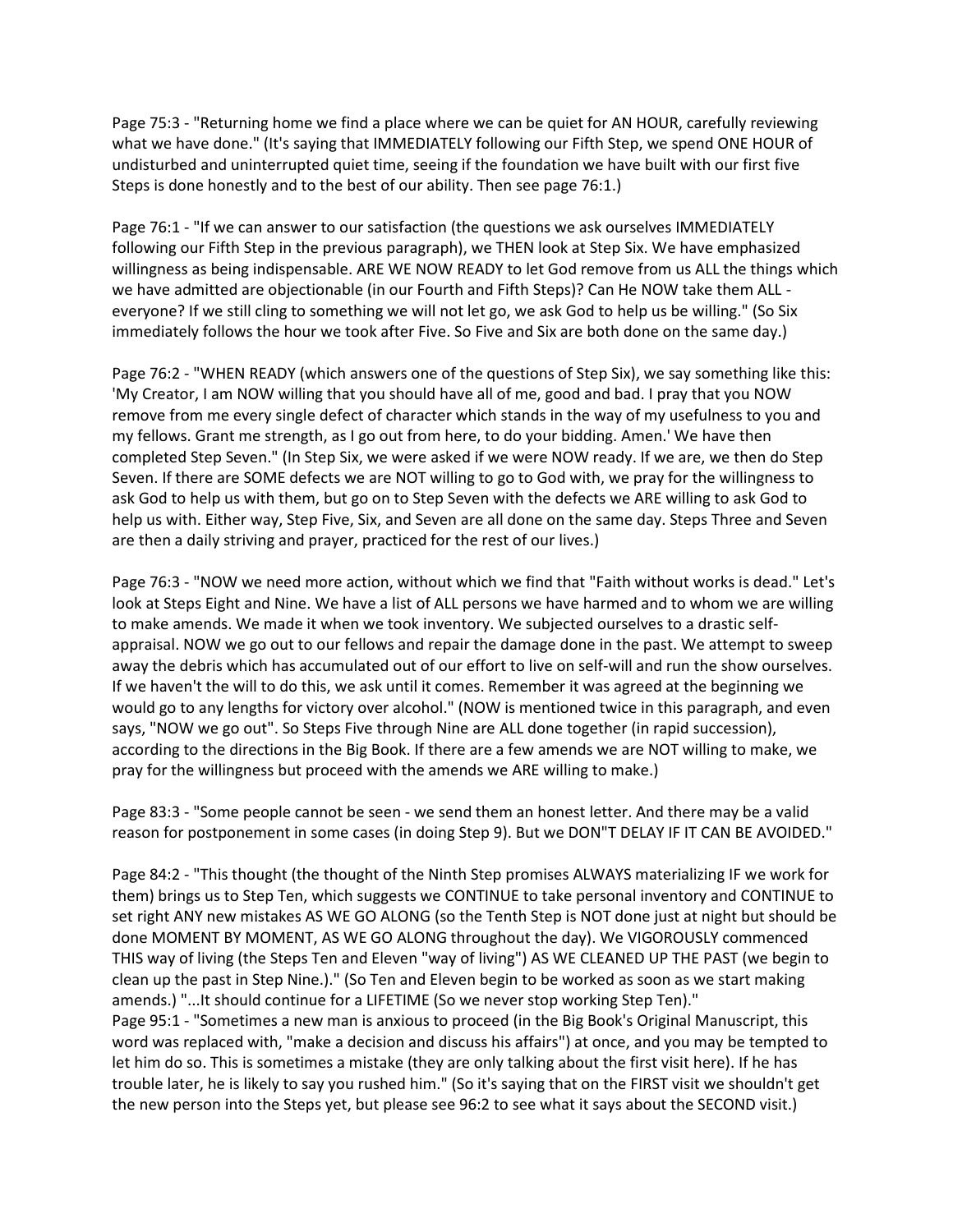Page 75:3 - "Returning home we find a place where we can be quiet for AN HOUR, carefully reviewing what we have done." (It's saying that IMMEDIATELY following our Fifth Step, we spend ONE HOUR of undisturbed and uninterrupted quiet time, seeing if the foundation we have built with our first five Steps is done honestly and to the best of our ability. Then see page 76:1.)

Page 76:1 - "If we can answer to our satisfaction (the questions we ask ourselves IMMEDIATELY following our Fifth Step in the previous paragraph), we THEN look at Step Six. We have emphasized willingness as being indispensable. ARE WE NOW READY to let God remove from us ALL the things which we have admitted are objectionable (in our Fourth and Fifth Steps)? Can He NOW take them ALL - everyone? If we still cling to something we will not let go, we ask God to help us be willing." (So Six immediately follows the hour we took after Five. So Five and Six are both done on the same day.)

Page 76:2 - "WHEN READY (which answers one of the questions of Step Six), we say something like this: 'My Creator, I am NOW willing that you should have all of me, good and bad. I pray that you NOW remove from me every single defect of character which stands in the way of my usefulness to you and my fellows. Grant me strength, as I go out from here, to do your bidding. Amen.' We have then completed Step Seven." (In Step Six, we were asked if we were NOW ready. If we are, we then do Step Seven. If there are SOME defects we are NOT willing to go to God with, we pray for the willingness to ask God to help us with them, but go on to Step Seven with the defects we ARE willing to ask God to help us with. Either way, Step Five, Six, and Seven are all done on the same day. Steps Three and Seven are then a daily striving and prayer, practiced for the rest of our lives.)

Page 76:3 - "NOW we need more action, without which we find that "Faith without works is dead." Let's look at Steps Eight and Nine. We have a list of ALL persons we have harmed and to whom we are willing to make amends. We made it when we took inventory. We subjected ourselves to a drastic self-appraisal. NOW we go out to our fellows and repair the damage done in the past. We attempt to sweep away the debris which has accumulated out of our effort to live on self-will and run the show ourselves. If we haven't the will to do this, we ask until it comes. Remember it was agreed at the beginning we would go to any lengths for victory over alcohol." (NOW is mentioned twice in this paragraph, and even says, "NOW we go out". So Steps Five through Nine are ALL done together (in rapid succession), according to the directions in the Big Book. If there are a few amends we are NOT willing to make, we pray for the willingness but proceed with the amends we ARE willing to make.)

Page 83:3 - "Some people cannot be seen - we send them an honest letter. And there may be a valid reason for postponement in some cases (in doing Step 9). But we DON"T DELAY IF IT CAN BE AVOIDED."

Page 84:2 - "This thought (the thought of the Ninth Step promises ALWAYS materializing IF we work for them) brings us to Step Ten, which suggests we CONTINUE to take personal inventory and CONTINUE to set right ANY new mistakes AS WE GO ALONG (so the Tenth Step is NOT done just at night but should be done MOMENT BY MOMENT, AS WE GO ALONG throughout the day). We VIGOROUSLY commenced THIS way of living (the Steps Ten and Eleven "way of living") AS WE CLEANED UP THE PAST (we begin to clean up the past in Step Nine.)." (So Ten and Eleven begin to be worked as soon as we start making amends.) "...It should continue for a LIFETIME (So we never stop working Step Ten)."

Page 95:1 - "Sometimes a new man is anxious to proceed (in the Big Book's Original Manuscript, this word was replaced with, "make a decision and discuss his affairs") at once, and you may be tempted to let him do so. This is sometimes a mistake (they are only talking about the first visit here). If he has trouble later, he is likely to say you rushed him." (So it's saying that on the FIRST visit we shouldn't get the new person into the Steps yet, but please see 96:2 to see what it says about the SECOND visit.)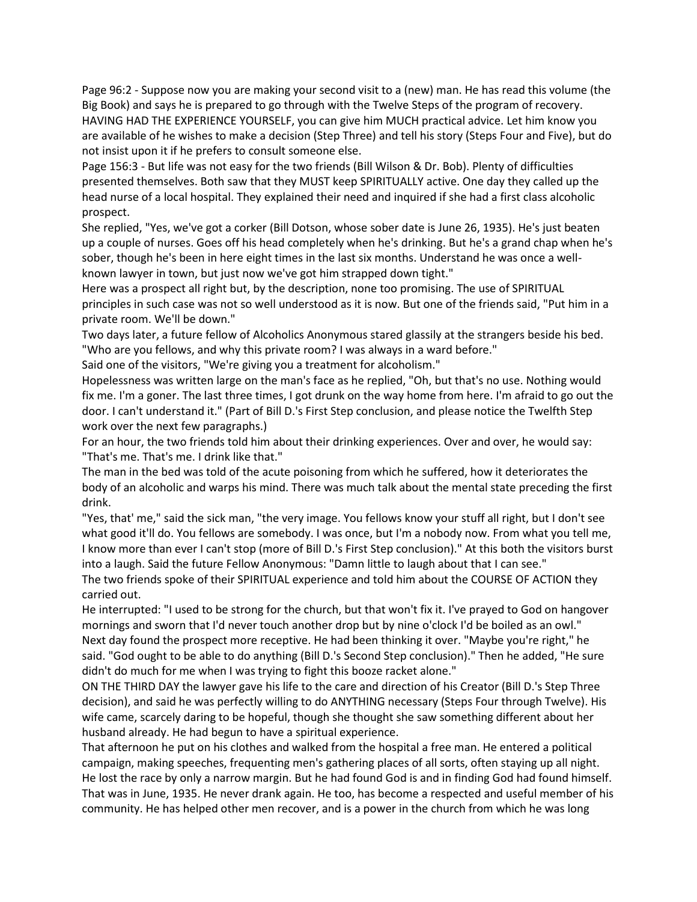Page 96:2 - Suppose now you are making your second visit to a (new) man. He has read this volume (the Big Book) and says he is prepared to go through with the Twelve Steps of the program of recovery. HAVING HAD THE EXPERIENCE YOURSELF, you can give him MUCH practical advice. Let him know you are available of he wishes to make a decision (Step Three) and tell his story (Steps Four and Five), but do not insist upon it if he prefers to consult someone else.

Page 156:3 - But life was not easy for the two friends (Bill Wilson & Dr. Bob). Plenty of difficulties presented themselves. Both saw that they MUST keep SPIRITUALLY active. One day they called up the head nurse of a local hospital. They explained their need and inquired if she had a first class alcoholic prospect.

She replied, "Yes, we've got a corker (Bill Dotson, whose sober date is June 26, 1935). He's just beaten up a couple of nurses. Goes off his head completely when he's drinking. But he's a grand chap when he's sober, though he's been in here eight times in the last six months. Understand he was once a well-known lawyer in town, but just now we've got him strapped down tight."

Here was a prospect all right but, by the description, none too promising. The use of SPIRITUAL principles in such case was not so well understood as it is now. But one of the friends said, "Put him in a private room. We'll be down."

Two days later, a future fellow of Alcoholics Anonymous stared glassily at the strangers beside his bed. "Who are you fellows, and why this private room? I was always in a ward before."

Said one of the visitors, "We're giving you a treatment for alcoholism."

Hopelessness was written large on the man's face as he replied, "Oh, but that's no use. Nothing would fix me. I'm a goner. The last three times, I got drunk on the way home from here. I'm afraid to go out the door. I can't understand it." (Part of Bill D.'s First Step conclusion, and please notice the Twelfth Step work over the next few paragraphs.)

For an hour, the two friends told him about their drinking experiences. Over and over, he would say: "That's me. That's me. I drink like that."

The man in the bed was told of the acute poisoning from which he suffered, how it deteriorates the body of an alcoholic and warps his mind. There was much talk about the mental state preceding the first drink.

"Yes, that' me," said the sick man, "the very image. You fellows know your stuff all right, but I don't see what good it'll do. You fellows are somebody. I was once, but I'm a nobody now. From what you tell me, I know more than ever I can't stop (more of Bill D.'s First Step conclusion)." At this both the visitors burst into a laugh. Said the future Fellow Anonymous: "Damn little to laugh about that I can see."

The two friends spoke of their SPIRITUAL experience and told him about the COURSE OF ACTION they carried out.

He interrupted: "I used to be strong for the church, but that won't fix it. I've prayed to God on hangover mornings and sworn that I'd never touch another drop but by nine o'clock I'd be boiled as an owl."

Next day found the prospect more receptive. He had been thinking it over. "Maybe you're right," he said. "God ought to be able to do anything (Bill D.'s Second Step conclusion)." Then he added, "He sure didn't do much for me when I was trying to fight this booze racket alone."

ON THE THIRD DAY the lawyer gave his life to the care and direction of his Creator (Bill D.'s Step Three decision), and said he was perfectly willing to do ANYTHING necessary (Steps Four through Twelve). His wife came, scarcely daring to be hopeful, though she thought she saw something different about her husband already. He had begun to have a spiritual experience.

That afternoon he put on his clothes and walked from the hospital a free man. He entered a political campaign, making speeches, frequenting men's gathering places of all sorts, often staying up all night. He lost the race by only a narrow margin. But he had found God is and in finding God had found himself. That was in June, 1935. He never drank again. He too, has become a respected and useful member of his community. He has helped other men recover, and is a power in the church from which he was long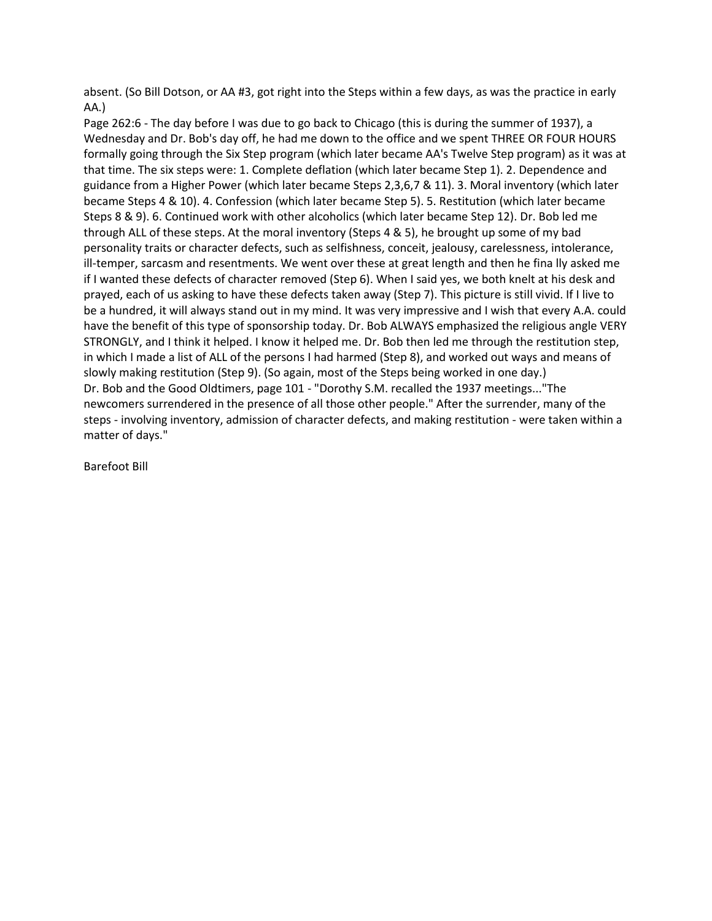absent. (So Bill Dotson, or AA #3, got right into the Steps within a few days, as was the practice in early AA.)

Page 262:6 - The day before I was due to go back to Chicago (this is during the summer of 1937), a Wednesday and Dr. Bob's day off, he had me down to the office and we spent THREE OR FOUR HOURS formally going through the Six Step program (which later became AA's Twelve Step program) as it was at that time. The six steps were: 1. Complete deflation (which later became Step 1). 2. Dependence and guidance from a Higher Power (which later became Steps 2,3,6,7 & 11). 3. Moral inventory (which later became Steps 4 & 10). 4. Confession (which later became Step 5). 5. Restitution (which later became Steps 8 & 9). 6. Continued work with other alcoholics (which later became Step 12). Dr. Bob led me through ALL of these steps. At the moral inventory (Steps 4 & 5), he brought up some of my bad personality traits or character defects, such as selfishness, conceit, jealousy, carelessness, intolerance, ill-temper, sarcasm and resentments. We went over these at great length and then he fina lly asked me if I wanted these defects of character removed (Step 6). When I said yes, we both knelt at his desk and prayed, each of us asking to have these defects taken away (Step 7). This picture is still vivid. If I live to be a hundred, it will always stand out in my mind. It was very impressive and I wish that every A.A. could have the benefit of this type of sponsorship today. Dr. Bob ALWAYS emphasized the religious angle VERY STRONGLY, and I think it helped. I know it helped me. Dr. Bob then led me through the restitution step, in which I made a list of ALL of the persons I had harmed (Step 8), and worked out ways and means of slowly making restitution (Step 9). (So again, most of the Steps being worked in one day.)

Dr. Bob and the Good Oldtimers, page 101 - "Dorothy S.M. recalled the 1937 meetings..."The newcomers surrendered in the presence of all those other people." After the surrender, many of the steps - involving inventory, admission of character defects, and making restitution - were taken within a matter of days."

Barefoot Bill